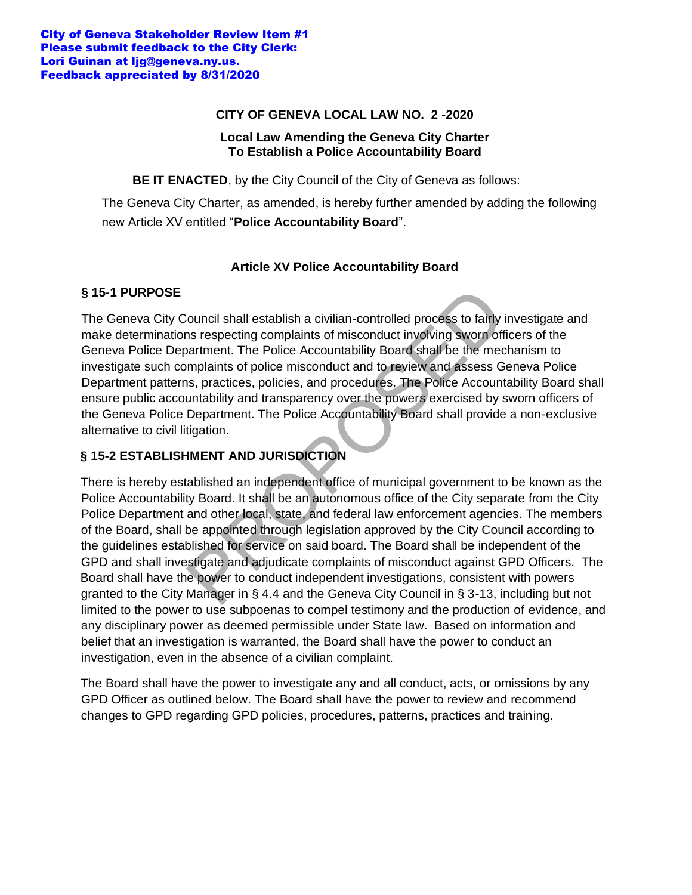**City of Geneva Stakeholder Review Item #1**
**Please submit feedback to the City Clerk:**
**Lori Guinan at ljg@geneva.ny.us.**
**Feedback appreciated by 8/31/2020**

# CITY OF GENEVA LOCAL LAW NO. 2 -2020

## Local Law Amending the Geneva City Charter To Establish a Police Accountability Board

**BE IT ENACTED**, by the City Council of the City of Geneva as follows:

The Geneva City Charter, as amended, is hereby further amended by adding the following new Article XV entitled "**Police Accountability Board**".

## Article XV Police Accountability Board

### § 15-1 PURPOSE

The Geneva City Council shall establish a civilian-controlled process to fairly investigate and make determinations respecting complaints of misconduct involving sworn officers of the Geneva Police Department. The Police Accountability Board shall be the mechanism to investigate such complaints of police misconduct and to review and assess Geneva Police Department patterns, practices, policies, and procedures. The Police Accountability Board shall ensure public accountability and transparency over the powers exercised by sworn officers of the Geneva Police Department. The Police Accountability Board shall provide a non-exclusive alternative to civil litigation.

### § 15-2 ESTABLISHMENT AND JURISDICTION

There is hereby established an independent office of municipal government to be known as the Police Accountability Board. It shall be an autonomous office of the City separate from the City Police Department and other local, state, and federal law enforcement agencies. The members of the Board, shall be appointed through legislation approved by the City Council according to the guidelines established for service on said board. The Board shall be independent of the GPD and shall investigate and adjudicate complaints of misconduct against GPD Officers. The Board shall have the power to conduct independent investigations, consistent with powers granted to the City Manager in § 4.4 and the Geneva City Council in § 3-13, including but not limited to the power to use subpoenas to compel testimony and the production of evidence, and any disciplinary power as deemed permissible under State law. Based on information and belief that an investigation is warranted, the Board shall have the power to conduct an investigation, even in the absence of a civilian complaint.

The Board shall have the power to investigate any and all conduct, acts, or omissions by any GPD Officer as outlined below. The Board shall have the power to review and recommend changes to GPD regarding GPD policies, procedures, patterns, practices and training.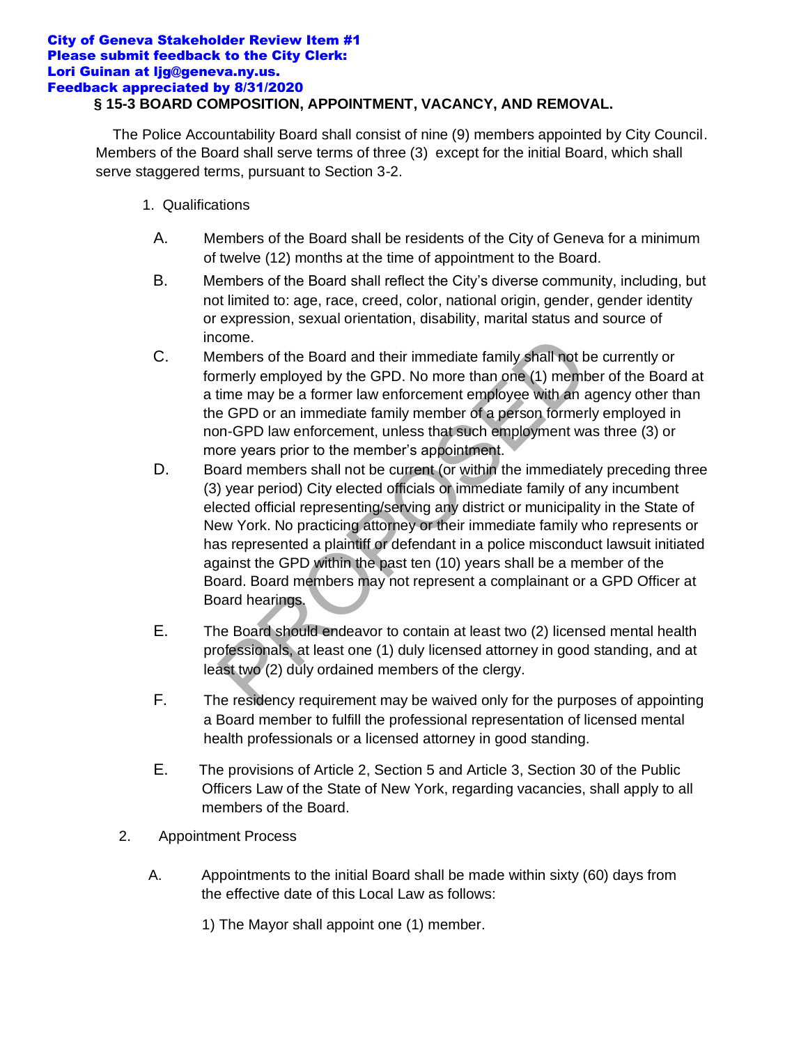**City of Geneva Stakeholder Review Item #1**
**Please submit feedback to the City Clerk:**
**Lori Guinan at ljg@geneva.ny.us.**
**Feedback appreciated by 8/31/2020**

### § 15-3 BOARD COMPOSITION, APPOINTMENT, VACANCY, AND REMOVAL.

The Police Accountability Board shall consist of nine (9) members appointed by City Council. Members of the Board shall serve terms of three (3) except for the initial Board, which shall serve staggered terms, pursuant to Section 3-2.

1. Qualifications

   A. Members of the Board shall be residents of the City of Geneva for a minimum of twelve (12) months at the time of appointment to the Board.

   B. Members of the Board shall reflect the City's diverse community, including, but not limited to: age, race, creed, color, national origin, gender, gender identity or expression, sexual orientation, disability, marital status and source of income.

   C. Members of the Board and their immediate family shall not be currently or formerly employed by the GPD. No more than one (1) member of the Board at a time may be a former law enforcement employee with an agency other than the GPD or an immediate family member of a person formerly employed in non-GPD law enforcement, unless that such employment was three (3) or more years prior to the member's appointment.

   D. Board members shall not be current (or within the immediately preceding three (3) year period) City elected officials or immediate family of any incumbent elected official representing/serving any district or municipality in the State of New York. No practicing attorney or their immediate family who represents or has represented a plaintiff or defendant in a police misconduct lawsuit initiated against the GPD within the past ten (10) years shall be a member of the Board. Board members may not represent a complainant or a GPD Officer at Board hearings.

   E. The Board should endeavor to contain at least two (2) licensed mental health professionals, at least one (1) duly licensed attorney in good standing, and at least two (2) duly ordained members of the clergy.

   F. The residency requirement may be waived only for the purposes of appointing a Board member to fulfill the professional representation of licensed mental health professionals or a licensed attorney in good standing.

   E. The provisions of Article 2, Section 5 and Article 3, Section 30 of the Public Officers Law of the State of New York, regarding vacancies, shall apply to all members of the Board.

2. Appointment Process

   A. Appointments to the initial Board shall be made within sixty (60) days from the effective date of this Local Law as follows:

      1) The Mayor shall appoint one (1) member.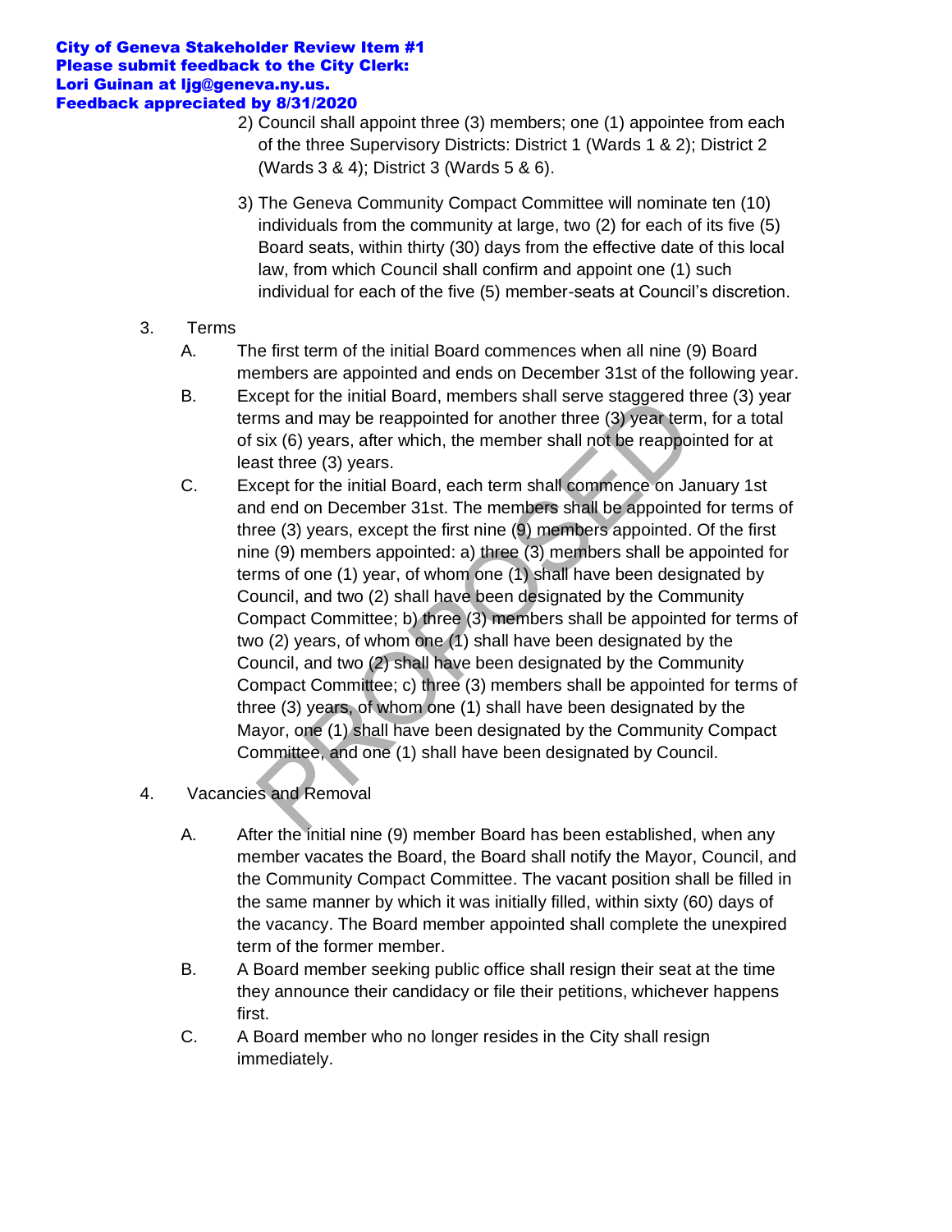**City of Geneva Stakeholder Review Item #1**
**Please submit feedback to the City Clerk:**
**Lori Guinan at ljg@geneva.ny.us.**
**Feedback appreciated by 8/31/2020**

2) Council shall appoint three (3) members; one (1) appointee from each of the three Supervisory Districts: District 1 (Wards 1 & 2); District 2 (Wards 3 & 4); District 3 (Wards 5 & 6).

3) The Geneva Community Compact Committee will nominate ten (10) individuals from the community at large, two (2) for each of its five (5) Board seats, within thirty (30) days from the effective date of this local law, from which Council shall confirm and appoint one (1) such individual for each of the five (5) member-seats at Council's discretion.

3. Terms

A. The first term of the initial Board commences when all nine (9) Board members are appointed and ends on December 31st of the following year.

B. Except for the initial Board, members shall serve staggered three (3) year terms and may be reappointed for another three (3) year term, for a total of six (6) years, after which, the member shall not be reappointed for at least three (3) years.

C. Except for the initial Board, each term shall commence on January 1st and end on December 31st. The members shall be appointed for terms of three (3) years, except the first nine (9) members appointed. Of the first nine (9) members appointed: a) three (3) members shall be appointed for terms of one (1) year, of whom one (1) shall have been designated by Council, and two (2) shall have been designated by the Community Compact Committee; b) three (3) members shall be appointed for terms of two (2) years, of whom one (1) shall have been designated by the Council, and two (2) shall have been designated by the Community Compact Committee; c) three (3) members shall be appointed for terms of three (3) years, of whom one (1) shall have been designated by the Mayor, one (1) shall have been designated by the Community Compact Committee, and one (1) shall have been designated by Council.

4. Vacancies and Removal

A. After the initial nine (9) member Board has been established, when any member vacates the Board, the Board shall notify the Mayor, Council, and the Community Compact Committee. The vacant position shall be filled in the same manner by which it was initially filled, within sixty (60) days of the vacancy. The Board member appointed shall complete the unexpired term of the former member.

B. A Board member seeking public office shall resign their seat at the time they announce their candidacy or file their petitions, whichever happens first.

C. A Board member who no longer resides in the City shall resign immediately.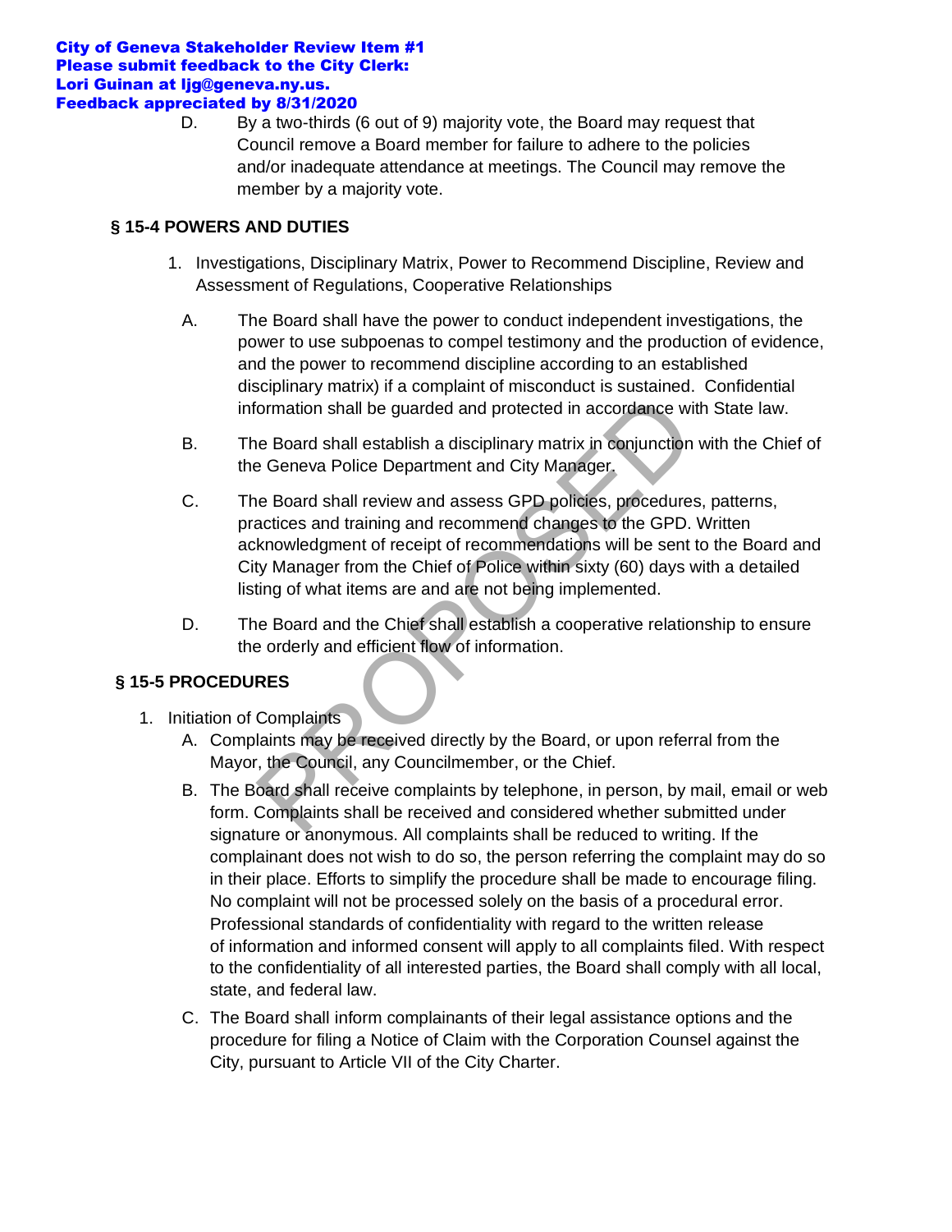**City of Geneva Stakeholder Review Item #1**
**Please submit feedback to the City Clerk:**
**Lori Guinan at ljg@geneva.ny.us.**
**Feedback appreciated by 8/31/2020**

D. By a two-thirds (6 out of 9) majority vote, the Board may request that Council remove a Board member for failure to adhere to the policies and/or inadequate attendance at meetings. The Council may remove the member by a majority vote.

## § 15-4 POWERS AND DUTIES

1. Investigations, Disciplinary Matrix, Power to Recommend Discipline, Review and Assessment of Regulations, Cooperative Relationships

   A. The Board shall have the power to conduct independent investigations, the power to use subpoenas to compel testimony and the production of evidence, and the power to recommend discipline according to an established disciplinary matrix) if a complaint of misconduct is sustained. Confidential information shall be guarded and protected in accordance with State law.

   B. The Board shall establish a disciplinary matrix in conjunction with the Chief of the Geneva Police Department and City Manager.

   C. The Board shall review and assess GPD policies, procedures, patterns, practices and training and recommend changes to the GPD. Written acknowledgment of receipt of recommendations will be sent to the Board and City Manager from the Chief of Police within sixty (60) days with a detailed listing of what items are and are not being implemented.

   D. The Board and the Chief shall establish a cooperative relationship to ensure the orderly and efficient flow of information.

## § 15-5 PROCEDURES

1. Initiation of Complaints

   A. Complaints may be received directly by the Board, or upon referral from the Mayor, the Council, any Councilmember, or the Chief.

   B. The Board shall receive complaints by telephone, in person, by mail, email or web form. Complaints shall be received and considered whether submitted under signature or anonymous. All complaints shall be reduced to writing. If the complainant does not wish to do so, the person referring the complaint may do so in their place. Efforts to simplify the procedure shall be made to encourage filing. No complaint will not be processed solely on the basis of a procedural error. Professional standards of confidentiality with regard to the written release of information and informed consent will apply to all complaints filed. With respect to the confidentiality of all interested parties, the Board shall comply with all local, state, and federal law.

   C. The Board shall inform complainants of their legal assistance options and the procedure for filing a Notice of Claim with the Corporation Counsel against the City, pursuant to Article VII of the City Charter.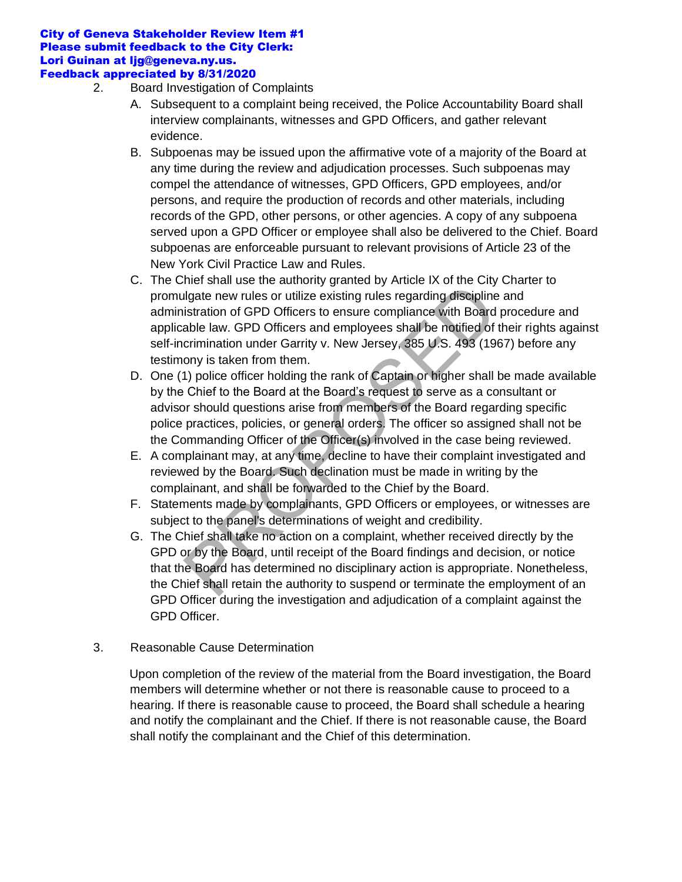**City of Geneva Stakeholder Review Item #1**
**Please submit feedback to the City Clerk:**
**Lori Guinan at ljg@geneva.ny.us.**
**Feedback appreciated by 8/31/2020**

2. Board Investigation of Complaints

   A. Subsequent to a complaint being received, the Police Accountability Board shall interview complainants, witnesses and GPD Officers, and gather relevant evidence.

   B. Subpoenas may be issued upon the affirmative vote of a majority of the Board at any time during the review and adjudication processes. Such subpoenas may compel the attendance of witnesses, GPD Officers, GPD employees, and/or persons, and require the production of records and other materials, including records of the GPD, other persons, or other agencies. A copy of any subpoena served upon a GPD Officer or employee shall also be delivered to the Chief. Board subpoenas are enforceable pursuant to relevant provisions of Article 23 of the New York Civil Practice Law and Rules.

   C. The Chief shall use the authority granted by Article IX of the City Charter to promulgate new rules or utilize existing rules regarding discipline and administration of GPD Officers to ensure compliance with Board procedure and applicable law. GPD Officers and employees shall be notified of their rights against self-incrimination under Garrity v. New Jersey, 385 U.S. 493 (1967) before any testimony is taken from them.

   D. One (1) police officer holding the rank of Captain or higher shall be made available by the Chief to the Board at the Board's request to serve as a consultant or advisor should questions arise from members of the Board regarding specific police practices, policies, or general orders. The officer so assigned shall not be the Commanding Officer of the Officer(s) involved in the case being reviewed.

   E. A complainant may, at any time, decline to have their complaint investigated and reviewed by the Board. Such declination must be made in writing by the complainant, and shall be forwarded to the Chief by the Board.

   F. Statements made by complainants, GPD Officers or employees, or witnesses are subject to the panel's determinations of weight and credibility.

   G. The Chief shall take no action on a complaint, whether received directly by the GPD or by the Board, until receipt of the Board findings and decision, or notice that the Board has determined no disciplinary action is appropriate. Nonetheless, the Chief shall retain the authority to suspend or terminate the employment of an GPD Officer during the investigation and adjudication of a complaint against the GPD Officer.

3. Reasonable Cause Determination

   Upon completion of the review of the material from the Board investigation, the Board members will determine whether or not there is reasonable cause to proceed to a hearing. If there is reasonable cause to proceed, the Board shall schedule a hearing and notify the complainant and the Chief. If there is not reasonable cause, the Board shall notify the complainant and the Chief of this determination.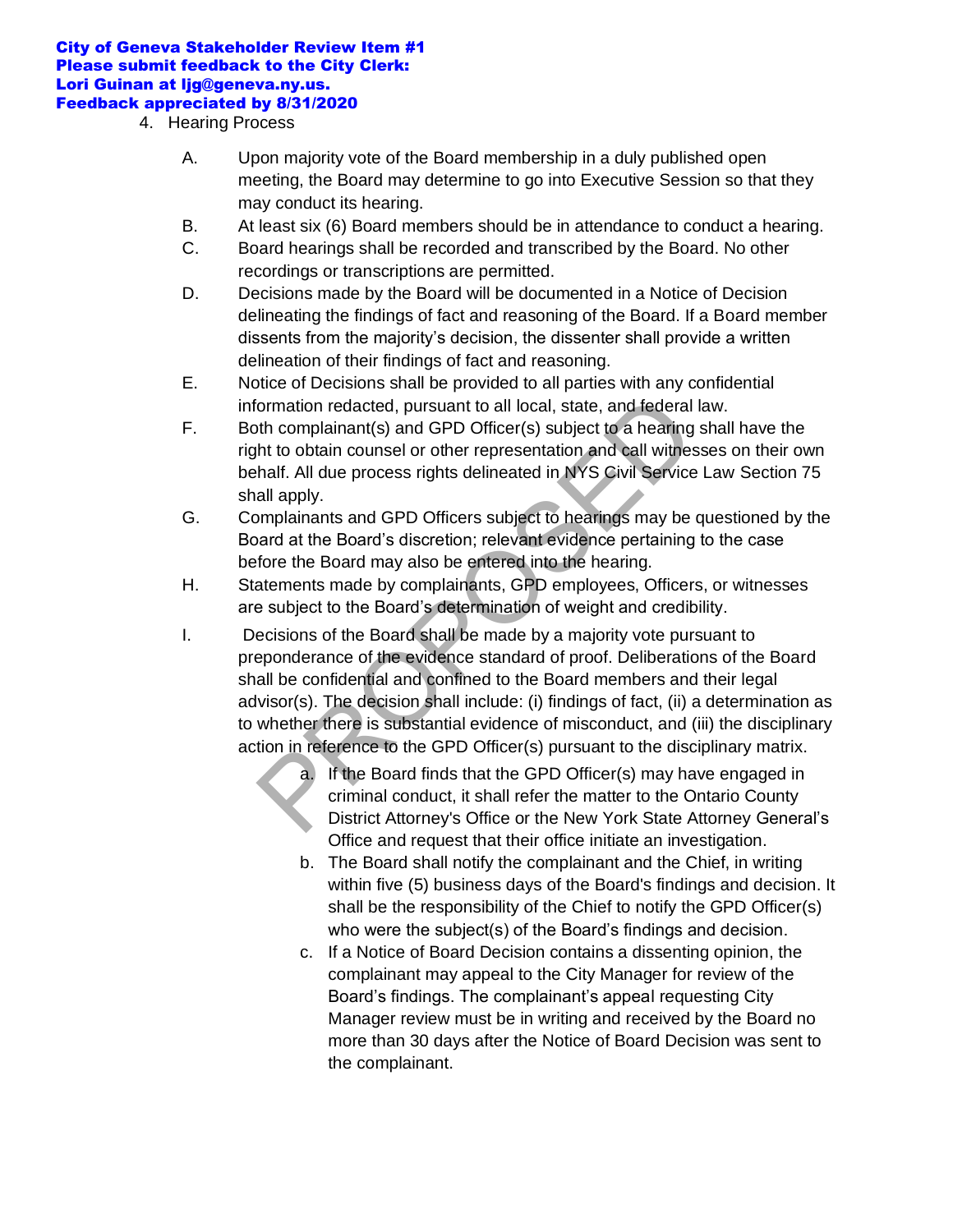**City of Geneva Stakeholder Review Item #1**
**Please submit feedback to the City Clerk:**
**Lori Guinan at ljg@geneva.ny.us.**
**Feedback appreciated by 8/31/2020**

4. Hearing Process

   A. Upon majority vote of the Board membership in a duly published open meeting, the Board may determine to go into Executive Session so that they may conduct its hearing.

   B. At least six (6) Board members should be in attendance to conduct a hearing.

   C. Board hearings shall be recorded and transcribed by the Board. No other recordings or transcriptions are permitted.

   D. Decisions made by the Board will be documented in a Notice of Decision delineating the findings of fact and reasoning of the Board. If a Board member dissents from the majority's decision, the dissenter shall provide a written delineation of their findings of fact and reasoning.

   E. Notice of Decisions shall be provided to all parties with any confidential information redacted, pursuant to all local, state, and federal law.

   F. Both complainant(s) and GPD Officer(s) subject to a hearing shall have the right to obtain counsel or other representation and call witnesses on their own behalf. All due process rights delineated in NYS Civil Service Law Section 75 shall apply.

   G. Complainants and GPD Officers subject to hearings may be questioned by the Board at the Board's discretion; relevant evidence pertaining to the case before the Board may also be entered into the hearing.

   H. Statements made by complainants, GPD employees, Officers, or witnesses are subject to the Board's determination of weight and credibility.

   I. Decisions of the Board shall be made by a majority vote pursuant to preponderance of the evidence standard of proof. Deliberations of the Board shall be confidential and confined to the Board members and their legal advisor(s). The decision shall include: (i) findings of fact, (ii) a determination as to whether there is substantial evidence of misconduct, and (iii) the disciplinary action in reference to the GPD Officer(s) pursuant to the disciplinary matrix.

      a. If the Board finds that the GPD Officer(s) may have engaged in criminal conduct, it shall refer the matter to the Ontario County District Attorney's Office or the New York State Attorney General's Office and request that their office initiate an investigation.

      b. The Board shall notify the complainant and the Chief, in writing within five (5) business days of the Board's findings and decision. It shall be the responsibility of the Chief to notify the GPD Officer(s) who were the subject(s) of the Board's findings and decision.

      c. If a Notice of Board Decision contains a dissenting opinion, the complainant may appeal to the City Manager for review of the Board's findings. The complainant's appeal requesting City Manager review must be in writing and received by the Board no more than 30 days after the Notice of Board Decision was sent to the complainant.

PROPOSED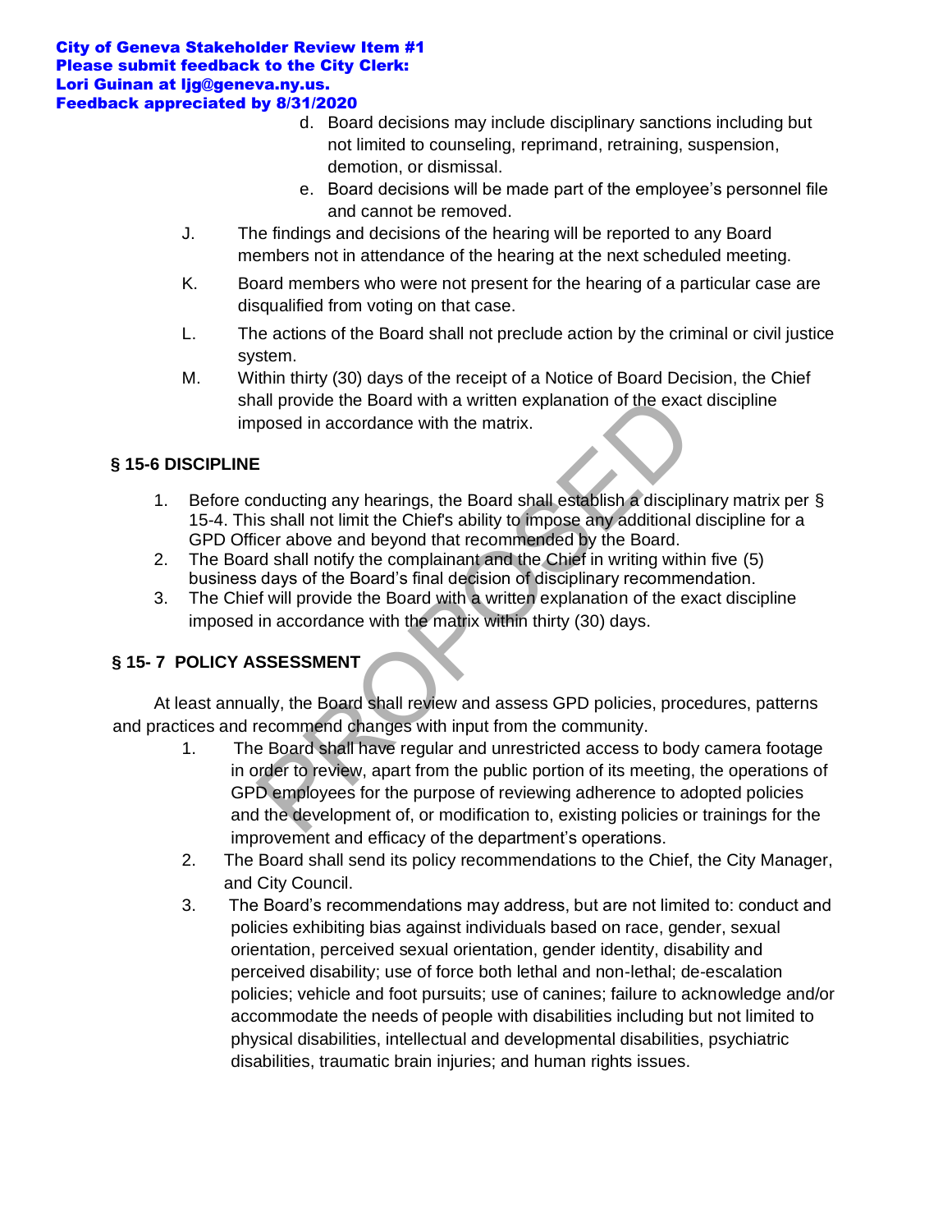**City of Geneva Stakeholder Review Item #1**
**Please submit feedback to the City Clerk:**
**Lori Guinan at ljg@geneva.ny.us.**
**Feedback appreciated by 8/31/2020**

d. Board decisions may include disciplinary sanctions including but not limited to counseling, reprimand, retraining, suspension, demotion, or dismissal.

e. Board decisions will be made part of the employee's personnel file and cannot be removed.

J. The findings and decisions of the hearing will be reported to any Board members not in attendance of the hearing at the next scheduled meeting.

K. Board members who were not present for the hearing of a particular case are disqualified from voting on that case.

L. The actions of the Board shall not preclude action by the criminal or civil justice system.

M. Within thirty (30) days of the receipt of a Notice of Board Decision, the Chief shall provide the Board with a written explanation of the exact discipline imposed in accordance with the matrix.

**§ 15-6 DISCIPLINE**

1. Before conducting any hearings, the Board shall establish a disciplinary matrix per § 15-4. This shall not limit the Chief's ability to impose any additional discipline for a GPD Officer above and beyond that recommended by the Board.
2. The Board shall notify the complainant and the Chief in writing within five (5) business days of the Board's final decision of disciplinary recommendation.
3. The Chief will provide the Board with a written explanation of the exact discipline imposed in accordance with the matrix within thirty (30) days.

**§ 15- 7 POLICY ASSESSMENT**

At least annually, the Board shall review and assess GPD policies, procedures, patterns and practices and recommend changes with input from the community.

1. The Board shall have regular and unrestricted access to body camera footage in order to review, apart from the public portion of its meeting, the operations of GPD employees for the purpose of reviewing adherence to adopted policies and the development of, or modification to, existing policies or trainings for the improvement and efficacy of the department's operations.
2. The Board shall send its policy recommendations to the Chief, the City Manager, and City Council.
3. The Board's recommendations may address, but are not limited to: conduct and policies exhibiting bias against individuals based on race, gender, sexual orientation, perceived sexual orientation, gender identity, disability and perceived disability; use of force both lethal and non-lethal; de-escalation policies; vehicle and foot pursuits; use of canines; failure to acknowledge and/or accommodate the needs of people with disabilities including but not limited to physical disabilities, intellectual and developmental disabilities, psychiatric disabilities, traumatic brain injuries; and human rights issues.

PROPOSED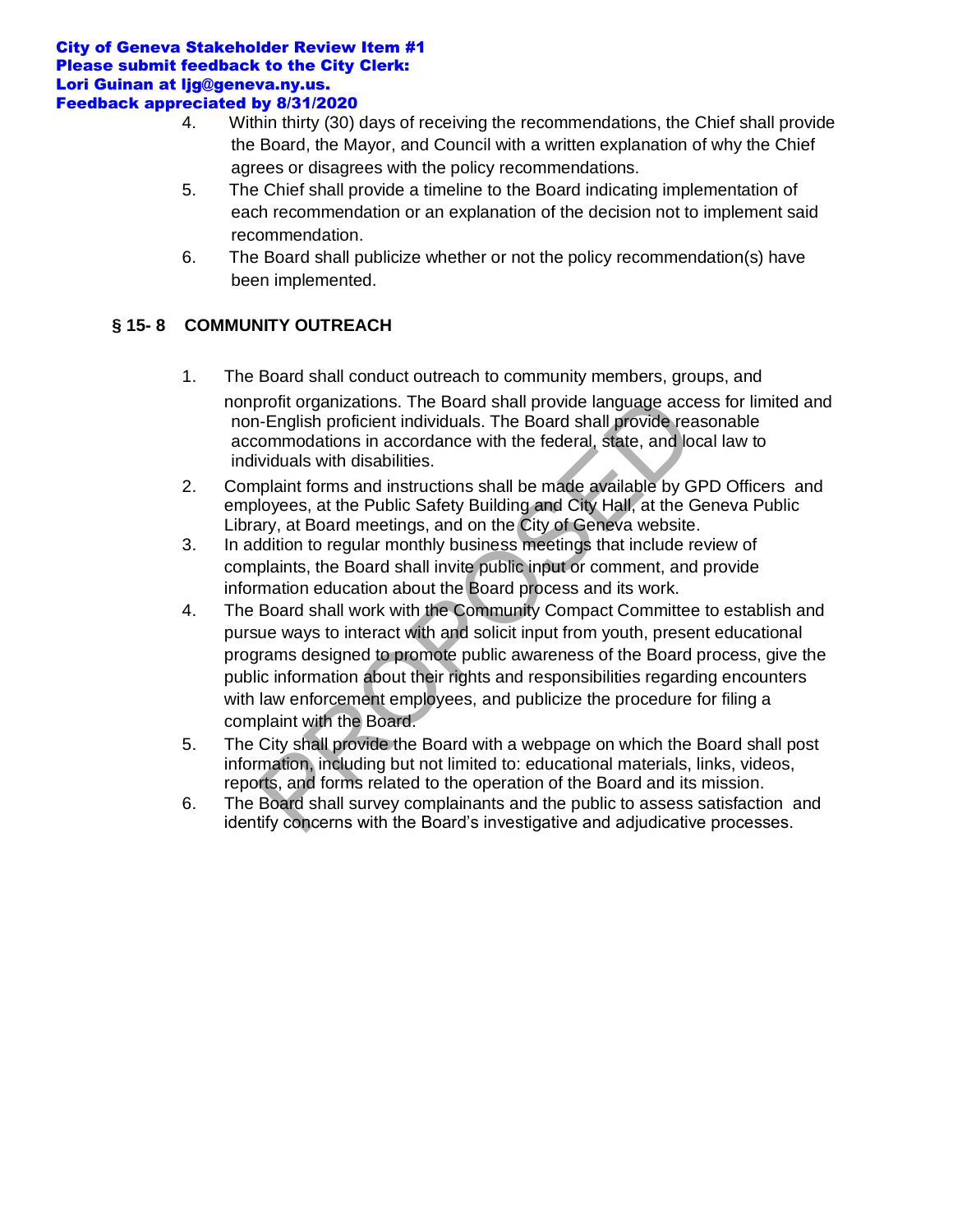**City of Geneva Stakeholder Review Item #1**
**Please submit feedback to the City Clerk:**
**Lori Guinan at ljg@geneva.ny.us.**
**Feedback appreciated by 8/31/2020**

4. Within thirty (30) days of receiving the recommendations, the Chief shall provide the Board, the Mayor, and Council with a written explanation of why the Chief agrees or disagrees with the policy recommendations.
5. The Chief shall provide a timeline to the Board indicating implementation of each recommendation or an explanation of the decision not to implement said recommendation.
6. The Board shall publicize whether or not the policy recommendation(s) have been implemented.

## § 15- 8 COMMUNITY OUTREACH

1. The Board shall conduct outreach to community members, groups, and nonprofit organizations. The Board shall provide language access for limited and non-English proficient individuals. The Board shall provide reasonable accommodations in accordance with the federal, state, and local law to individuals with disabilities.
2. Complaint forms and instructions shall be made available by GPD Officers and employees, at the Public Safety Building and City Hall, at the Geneva Public Library, at Board meetings, and on the City of Geneva website.
3. In addition to regular monthly business meetings that include review of complaints, the Board shall invite public input or comment, and provide information education about the Board process and its work.
4. The Board shall work with the Community Compact Committee to establish and pursue ways to interact with and solicit input from youth, present educational programs designed to promote public awareness of the Board process, give the public information about their rights and responsibilities regarding encounters with law enforcement employees, and publicize the procedure for filing a complaint with the Board.
5. The City shall provide the Board with a webpage on which the Board shall post information, including but not limited to: educational materials, links, videos, reports, and forms related to the operation of the Board and its mission.
6. The Board shall survey complainants and the public to assess satisfaction and identify concerns with the Board's investigative and adjudicative processes.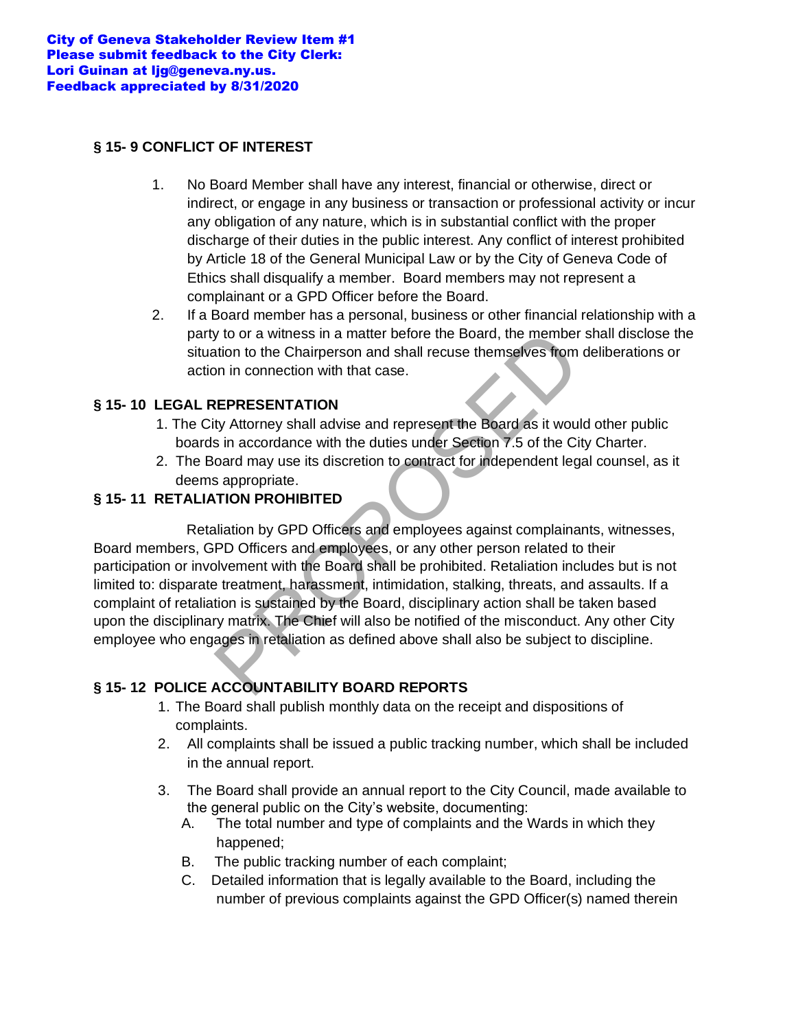**City of Geneva Stakeholder Review Item #1**
**Please submit feedback to the City Clerk:**
**Lori Guinan at ljg@geneva.ny.us.**
**Feedback appreciated by 8/31/2020**

## § 15- 9 CONFLICT OF INTEREST

1. No Board Member shall have any interest, financial or otherwise, direct or indirect, or engage in any business or transaction or professional activity or incur any obligation of any nature, which is in substantial conflict with the proper discharge of their duties in the public interest. Any conflict of interest prohibited by Article 18 of the General Municipal Law or by the City of Geneva Code of Ethics shall disqualify a member. Board members may not represent a complainant or a GPD Officer before the Board.
2. If a Board member has a personal, business or other financial relationship with a party to or a witness in a matter before the Board, the member shall disclose the situation to the Chairperson and shall recuse themselves from deliberations or action in connection with that case.

## § 15- 10 LEGAL REPRESENTATION

1. The City Attorney shall advise and represent the Board as it would other public boards in accordance with the duties under Section 7.5 of the City Charter.
2. The Board may use its discretion to contract for independent legal counsel, as it deems appropriate.

## § 15- 11 RETALIATION PROHIBITED

Retaliation by GPD Officers and employees against complainants, witnesses, Board members, GPD Officers and employees, or any other person related to their participation or involvement with the Board shall be prohibited. Retaliation includes but is not limited to: disparate treatment, harassment, intimidation, stalking, threats, and assaults. If a complaint of retaliation is sustained by the Board, disciplinary action shall be taken based upon the disciplinary matrix. The Chief will also be notified of the misconduct. Any other City employee who engages in retaliation as defined above shall also be subject to discipline.

## § 15- 12 POLICE ACCOUNTABILITY BOARD REPORTS

1. The Board shall publish monthly data on the receipt and dispositions of complaints.
2. All complaints shall be issued a public tracking number, which shall be included in the annual report.
3. The Board shall provide an annual report to the City Council, made available to the general public on the City's website, documenting:
   - A. The total number and type of complaints and the Wards in which they happened;
   - B. The public tracking number of each complaint;
   - C. Detailed information that is legally available to the Board, including the number of previous complaints against the GPD Officer(s) named therein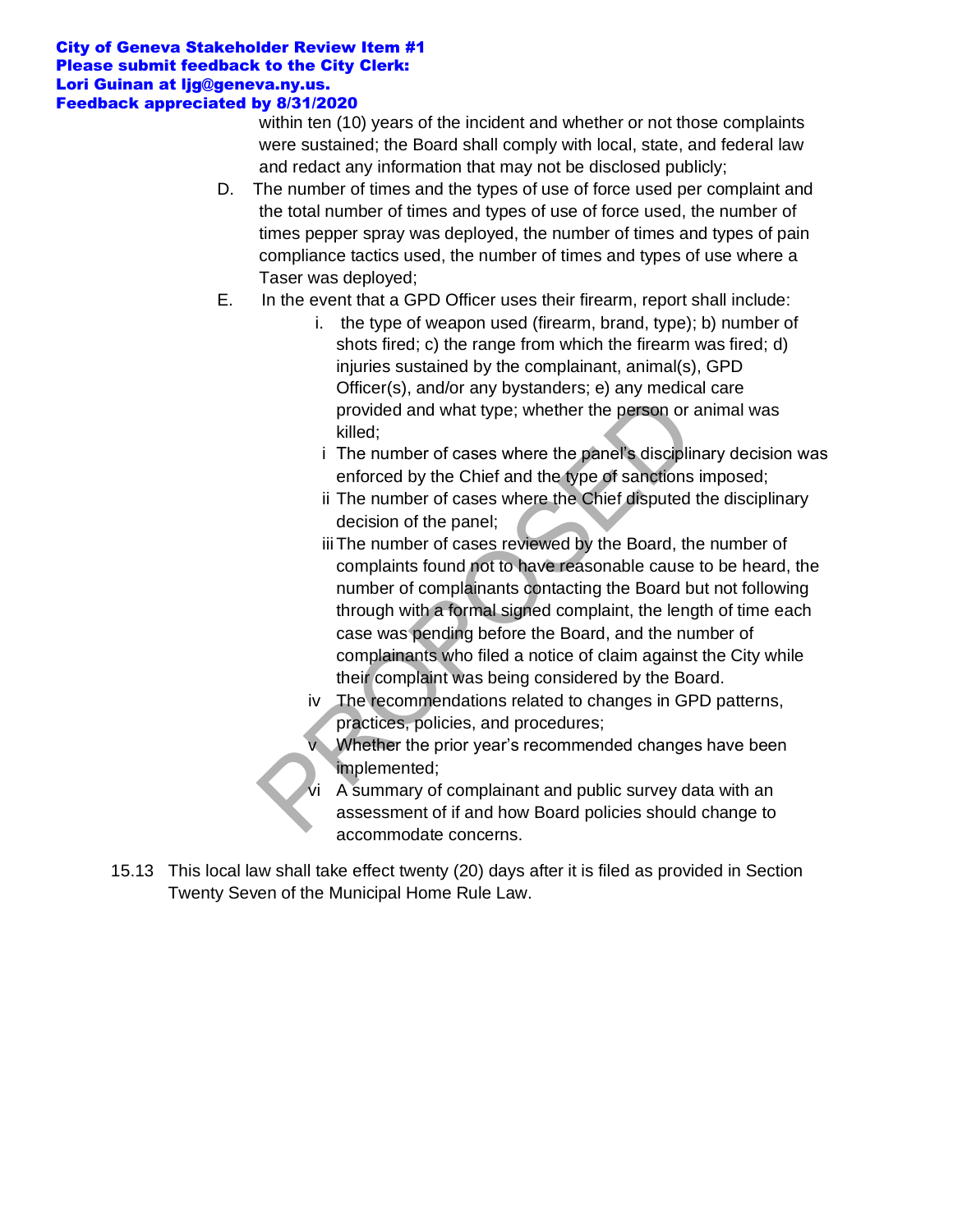**City of Geneva Stakeholder Review Item #1**
**Please submit feedback to the City Clerk:**
**Lori Guinan at ljg@geneva.ny.us.**
**Feedback appreciated by 8/31/2020**

within ten (10) years of the incident and whether or not those complaints were sustained; the Board shall comply with local, state, and federal law and redact any information that may not be disclosed publicly;

D. The number of times and the types of use of force used per complaint and the total number of times and types of use of force used, the number of times pepper spray was deployed, the number of times and types of pain compliance tactics used, the number of times and types of use where a Taser was deployed;

E. In the event that a GPD Officer uses their firearm, report shall include:

i. the type of weapon used (firearm, brand, type); b) number of shots fired; c) the range from which the firearm was fired; d) injuries sustained by the complainant, animal(s), GPD Officer(s), and/or any bystanders; e) any medical care provided and what type; whether the person or animal was killed;

i The number of cases where the panel's disciplinary decision was enforced by the Chief and the type of sanctions imposed;

ii The number of cases where the Chief disputed the disciplinary decision of the panel;

iii The number of cases reviewed by the Board, the number of complaints found not to have reasonable cause to be heard, the number of complainants contacting the Board but not following through with a formal signed complaint, the length of time each case was pending before the Board, and the number of complainants who filed a notice of claim against the City while their complaint was being considered by the Board.

iv The recommendations related to changes in GPD patterns, practices, policies, and procedures;

v Whether the prior year's recommended changes have been implemented;

vi A summary of complainant and public survey data with an assessment of if and how Board policies should change to accommodate concerns.

15.13 This local law shall take effect twenty (20) days after it is filed as provided in Section Twenty Seven of the Municipal Home Rule Law.

PROPOSED